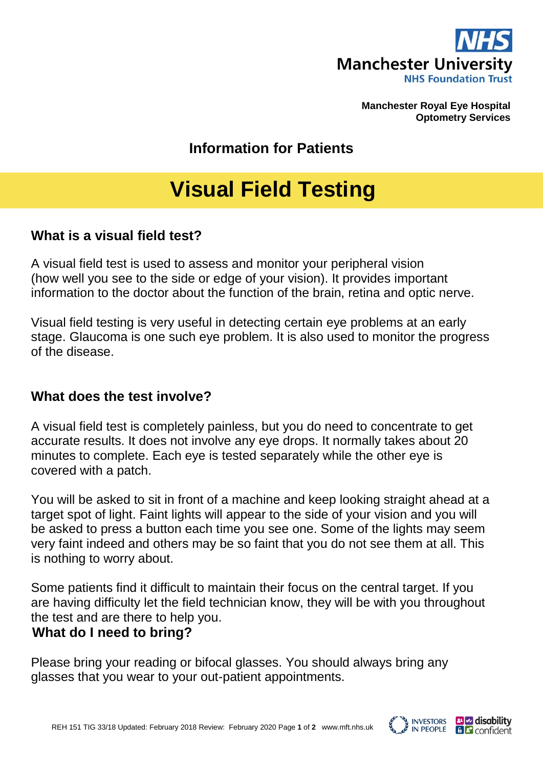**Manchester University NHS Foundation Trust**

**Manchester Royal Eye Hospital**
**Optometry Services**

## Information for Patients

# Visual Field Testing

### What is a visual field test?

A visual field test is used to assess and monitor your peripheral vision (how well you see to the side or edge of your vision). It provides important information to the doctor about the function of the brain, retina and optic nerve.

Visual field testing is very useful in detecting certain eye problems at an early stage. Glaucoma is one such eye problem. It is also used to monitor the progress of the disease.

### What does the test involve?

A visual field test is completely painless, but you do need to concentrate to get accurate results. It does not involve any eye drops. It normally takes about 20 minutes to complete. Each eye is tested separately while the other eye is covered with a patch.

You will be asked to sit in front of a machine and keep looking straight ahead at a target spot of light. Faint lights will appear to the side of your vision and you will be asked to press a button each time you see one. Some of the lights may seem very faint indeed and others may be so faint that you do not see them at all. This is nothing to worry about.

Some patients find it difficult to maintain their focus on the central target. If you are having difficulty let the field technician know, they will be with you throughout the test and are there to help you.

### What do I need to bring?

Please bring your reading or bifocal glasses. You should always bring any glasses that you wear to your out-patient appointments.

REH 151 TIG 33/18 Updated: February 2018 Review: February 2020 www.mft.nhs.uk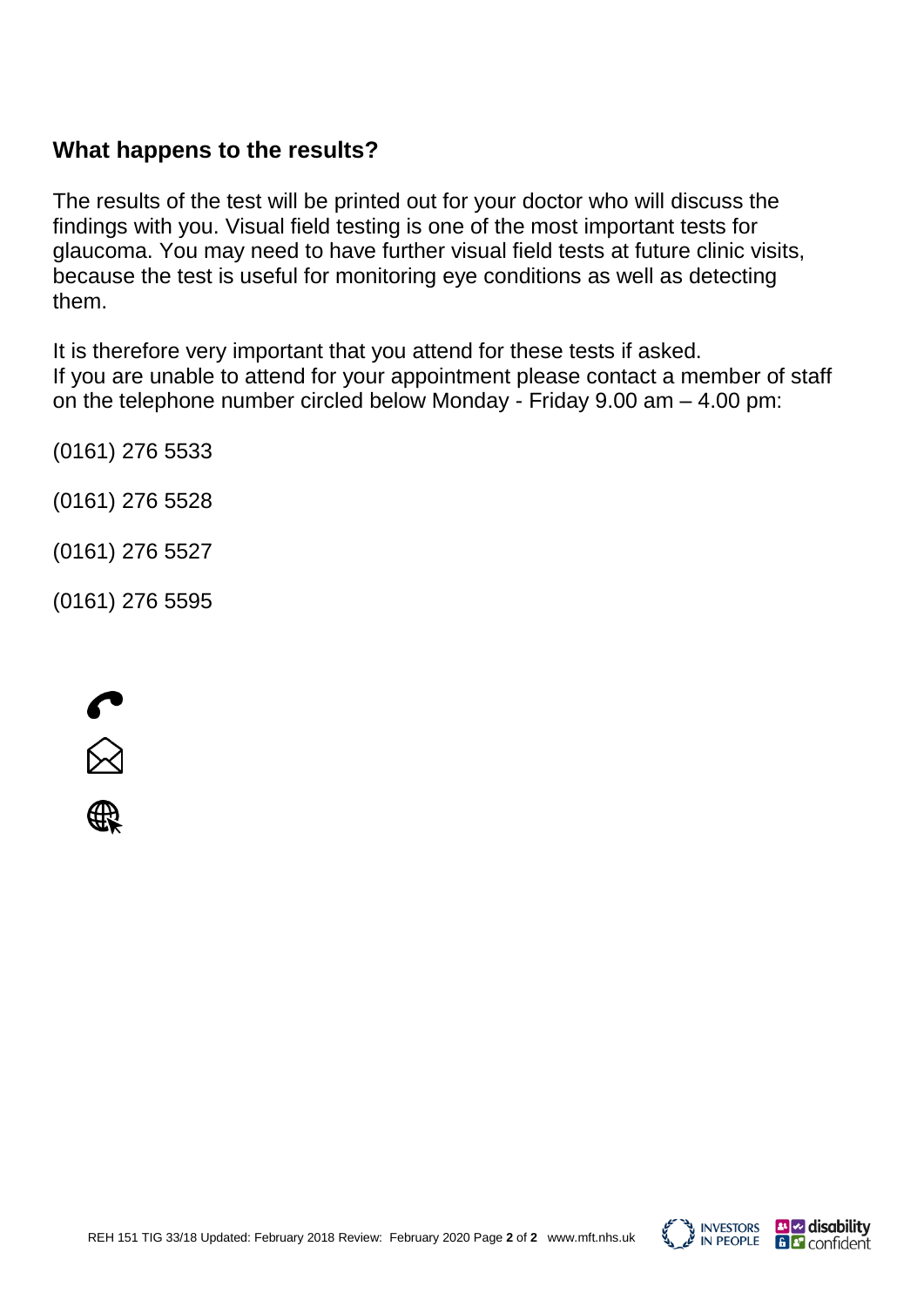## What happens to the results?

The results of the test will be printed out for your doctor who will discuss the findings with you. Visual field testing is one of the most important tests for glaucoma. You may need to have further visual field tests at future clinic visits, because the test is useful for monitoring eye conditions as well as detecting them.

It is therefore very important that you attend for these tests if asked.
If you are unable to attend for your appointment please contact a member of staff on the telephone number circled below Monday - Friday 9.00 am – 4.00 pm:

(0161) 276 5533

(0161) 276 5528

(0161) 276 5527

(0161) 276 5595

REH 151 TIG 33/18 Updated: February 2018 Review: February 2020 www.mft.nhs.uk